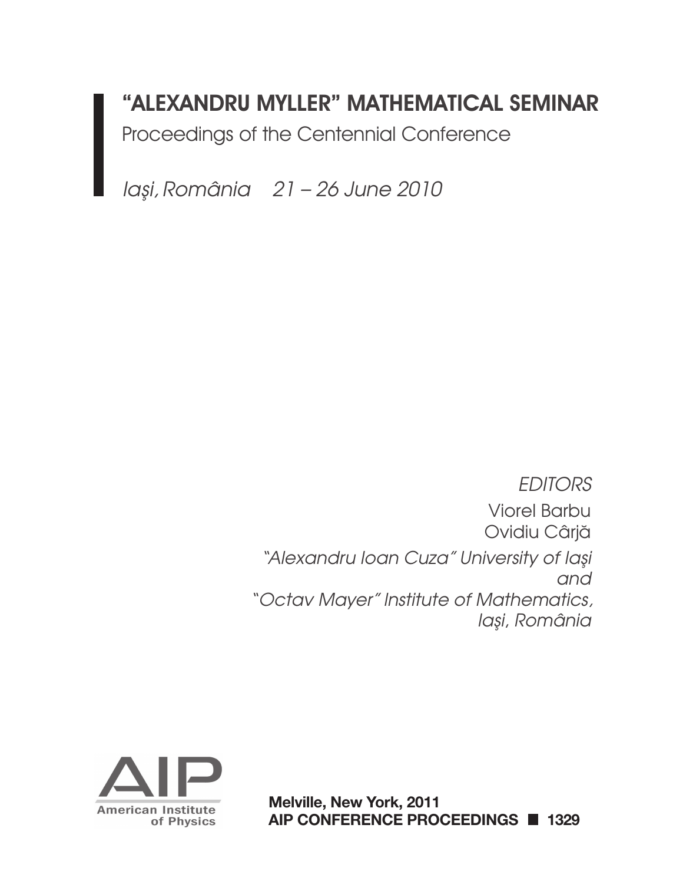# "ALEXANDRU MYLLER" MATHEMATICAL SEMINAR

Proceedings of the Centennial Conference

*Iaşi, România 21 – 26 June 2010*

*EDITORS*

Viorel Barbu
Ovidiu Cârjă

*"Alexandru Ioan Cuza" University of Iaşi*
*and*
*"Octav Mayer" Institute of Mathematics,*
*Iaşi, România*

AIP
American Institute of Physics

**Melville, New York, 2011**
**AIP CONFERENCE PROCEEDINGS ■ 1329**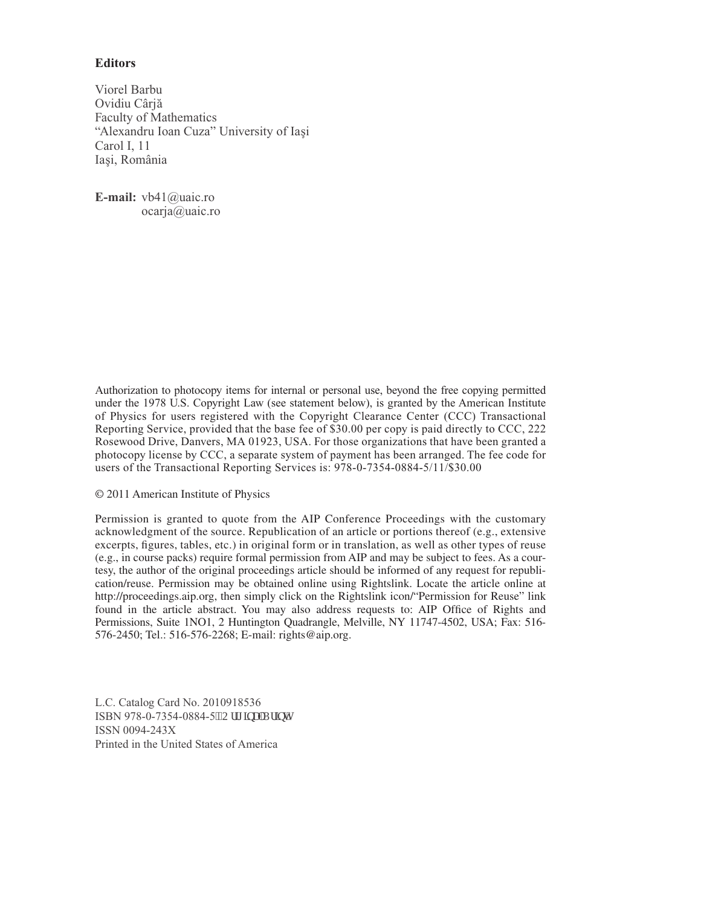**Editors**

Viorel Barbu
Ovidiu Cârjă
Faculty of Mathematics
"Alexandru Ioan Cuza" University of Iaşi
Carol I, 11
Iaşi, România

**E-mail:** vb41@uaic.ro
ocarja@uaic.ro

Authorization to photocopy items for internal or personal use, beyond the free copying permitted under the 1978 U.S. Copyright Law (see statement below), is granted by the American Institute of Physics for users registered with the Copyright Clearance Center (CCC) Transactional Reporting Service, provided that the base fee of $30.00 per copy is paid directly to CCC, 222 Rosewood Drive, Danvers, MA 01923, USA. For those organizations that have been granted a photocopy license by CCC, a separate system of payment has been arranged. The fee code for users of the Transactional Reporting Services is: 978-0-7354-0884-5/11/$30.00

© 2011 American Institute of Physics

Permission is granted to quote from the AIP Conference Proceedings with the customary acknowledgment of the source. Republication of an article or portions thereof (e.g., extensive excerpts, figures, tables, etc.) in original form or in translation, as well as other types of reuse (e.g., in course packs) require formal permission from AIP and may be subject to fees. As a courtesy, the author of the original proceedings article should be informed of any request for republication/reuse. Permission may be obtained online using Rightslink. Locate the article online at http://proceedings.aip.org, then simply click on the Rightslink icon/"Permission for Reuse" link found in the article abstract. You may also address requests to: AIP Office of Rights and Permissions, Suite 1NO1, 2 Huntington Quadrangle, Melville, NY 11747-4502, USA; Fax: 516-576-2450; Tel.: 516-576-2268; E-mail: rights@aip.org.

L.C. Catalog Card No. 2010918536
ISBN 978-0-7354-0884-5 Original Print
ISSN 0094-243X
Printed in the United States of America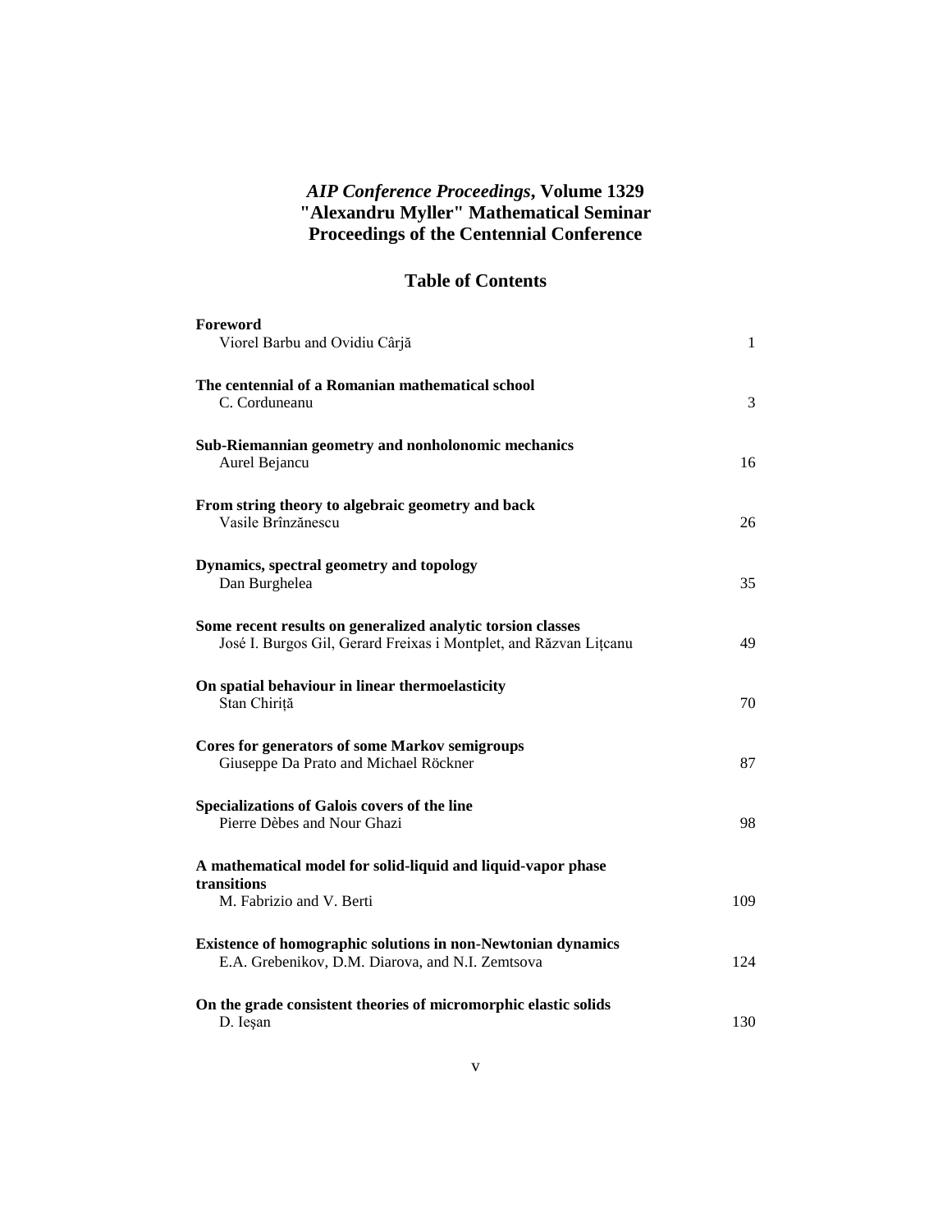# *AIP Conference Proceedings*, Volume 1329
# "Alexandru Myller" Mathematical Seminar
# Proceedings of the Centennial Conference

## Table of Contents

| | |
|---|---|
| **Foreword**<br>Viorel Barbu and Ovidiu Cârjă | 1 |
| **The centennial of a Romanian mathematical school**<br>C. Corduneanu | 3 |
| **Sub-Riemannian geometry and nonholonomic mechanics**<br>Aurel Bejancu | 16 |
| **From string theory to algebraic geometry and back**<br>Vasile Brînzănescu | 26 |
| **Dynamics, spectral geometry and topology**<br>Dan Burghelea | 35 |
| **Some recent results on generalized analytic torsion classes**<br>José I. Burgos Gil, Gerard Freixas i Montplet, and Răzvan Lițcanu | 49 |
| **On spatial behaviour in linear thermoelasticity**<br>Stan Chiriță | 70 |
| **Cores for generators of some Markov semigroups**<br>Giuseppe Da Prato and Michael Röckner | 87 |
| **Specializations of Galois covers of the line**<br>Pierre Dèbes and Nour Ghazi | 98 |
| **A mathematical model for solid-liquid and liquid-vapor phase transitions**<br>M. Fabrizio and V. Berti | 109 |
| **Existence of homographic solutions in non-Newtonian dynamics**<br>E.A. Grebenikov, D.M. Diarova, and N.I. Zemtsova | 124 |
| **On the grade consistent theories of micromorphic elastic solids**<br>D. Ieşan | 130 |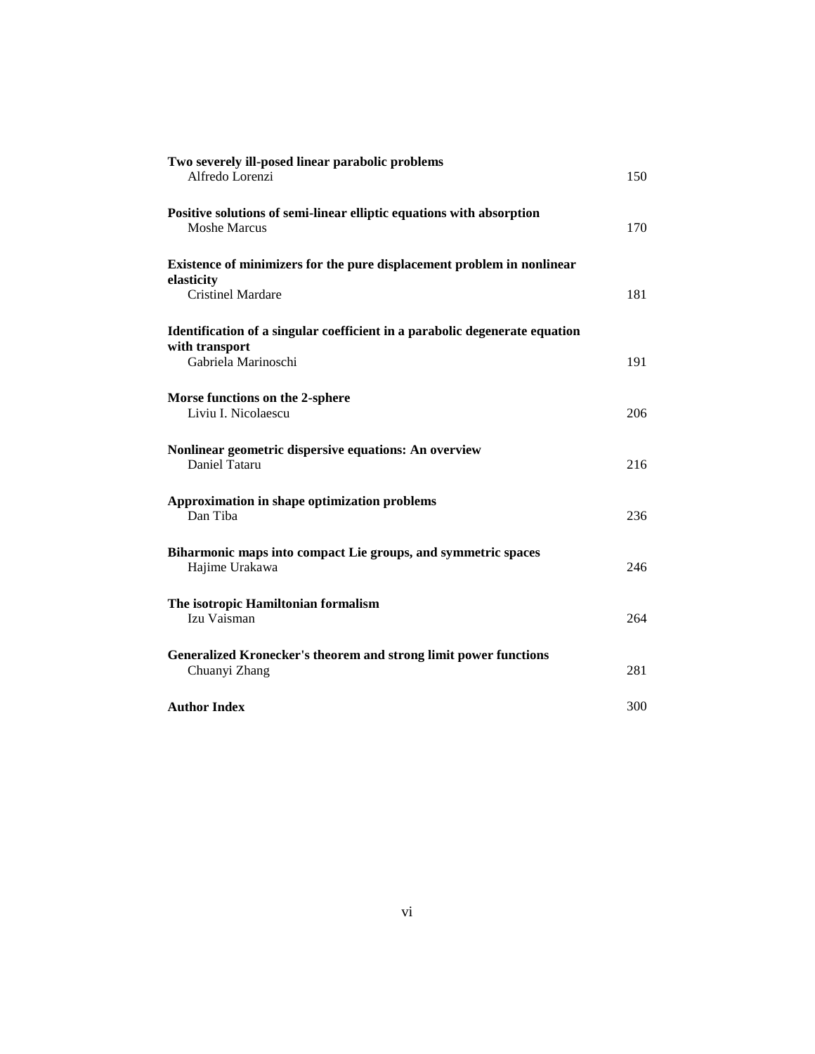**Two severely ill-posed linear parabolic problems**
Alfredo Lorenzi 150

**Positive solutions of semi-linear elliptic equations with absorption**
Moshe Marcus 170

**Existence of minimizers for the pure displacement problem in nonlinear elasticity**
Cristinel Mardare 181

**Identification of a singular coefficient in a parabolic degenerate equation with transport**
Gabriela Marinoschi 191

**Morse functions on the 2-sphere**
Liviu I. Nicolaescu 206

**Nonlinear geometric dispersive equations: An overview**
Daniel Tataru 216

**Approximation in shape optimization problems**
Dan Tiba 236

**Biharmonic maps into compact Lie groups, and symmetric spaces**
Hajime Urakawa 246

**The isotropic Hamiltonian formalism**
Izu Vaisman 264

**Generalized Kronecker's theorem and strong limit power functions**
Chuanyi Zhang 281

**Author Index** 300